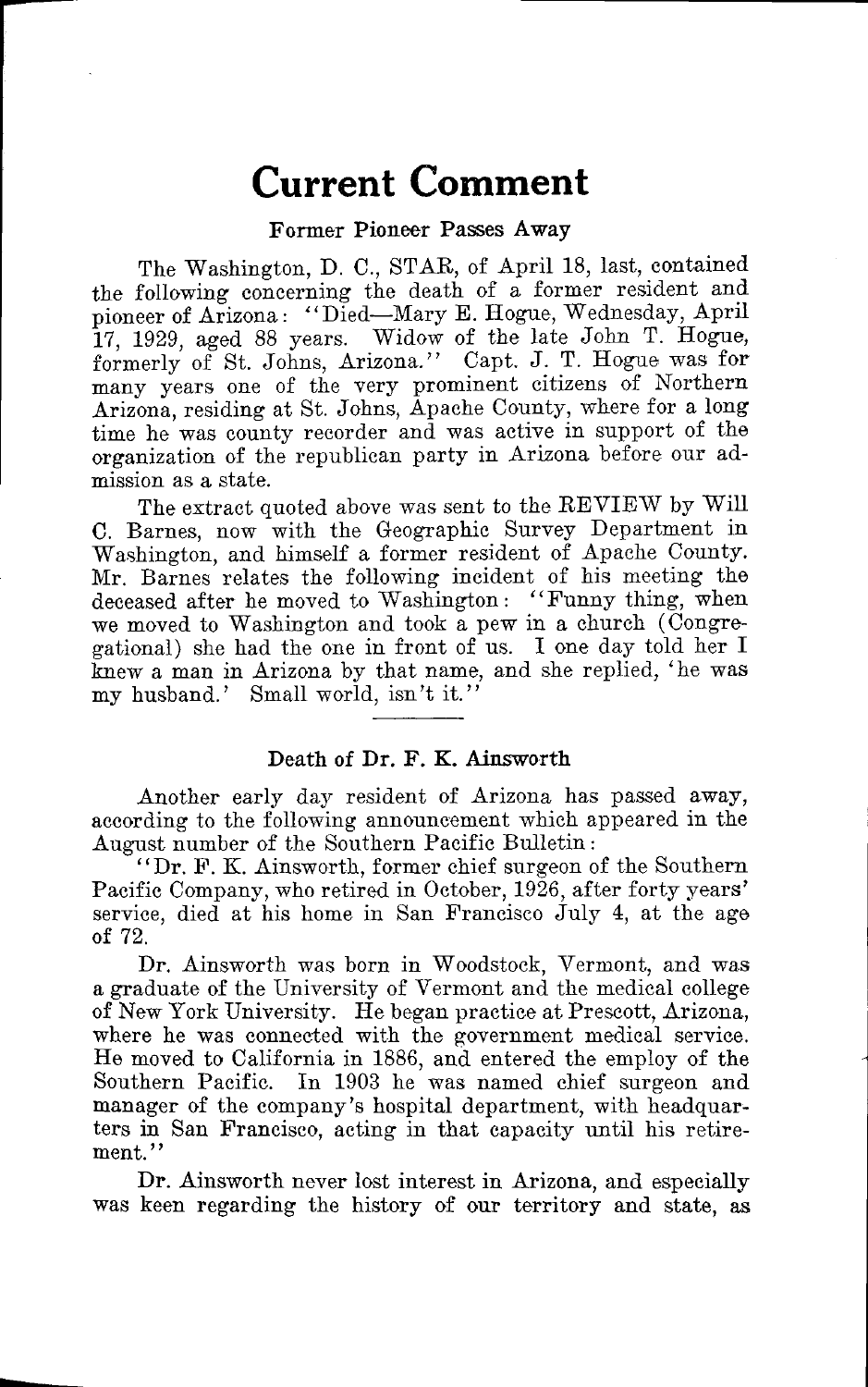# Current Comment

### Former Pioneer Passes Away

The Washington, D. C., STAR, of April 18, last, contained the following concerning the death of a former resident and pioneer of Arizona: "Died—Mary E. Hogue, Wednesday, April 17, 1929, aged 88 years. Widow of the late John T. Hogue, formerly of St. Johns, Arizona." Capt. J. T. Hogue was for many years one of the very prominent citizens of Northern Arizona, residing at St. Johns, Apache County, where for a long time he was county recorder and was active in support of the organization of the republican party in Arizona before our admission as a state.

The extract quoted above was sent to the REVIEW by Will C. Barnes, now with the Geographic Survey Department in Washington, and himself a former resident of Apache County. Mr. Barnes relates the following incident of his meeting the deceased after he moved to Washington: "Funny thing, when we moved to Washington and took a pew in a church (Congregational) she had the one in front of us. I one day told her I knew a man in Arizona by that name, and she replied, 'he was my husband.' Small world, isn't it."

---

### Death of Dr. F. K. Ainsworth

Another early day resident of Arizona has passed away, according to the following announcement which appeared in the August number of the Southern Pacific Bulletin:

"Dr. F. K. Ainsworth, former chief surgeon of the Southern Pacific Company, who retired in October, 1926, after forty years' service, died at his home in San Francisco July 4, at the age of 72.

Dr. Ainsworth was born in Woodstock, Vermont, and was a graduate of the University of Vermont and the medical college of New York University. He began practice at Prescott, Arizona, where he was connected with the government medical service. He moved to California in 1886, and entered the employ of the Southern Pacific. In 1903 he was named chief surgeon and manager of the company's hospital department, with headquarters in San Francisco, acting in that capacity until his retirement."

Dr. Ainsworth never lost interest in Arizona, and especially was keen regarding the history of our territory and state, as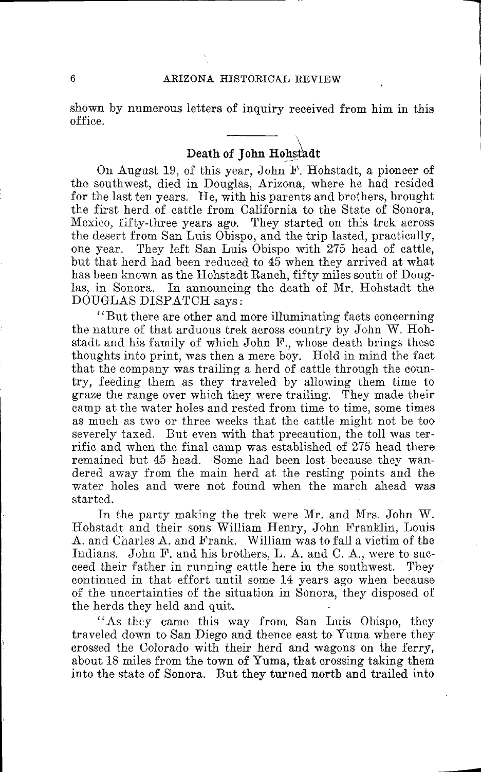shown by numerous letters of inquiry received from him in this office.

## Death of John Hohstadt

On August 19, of this year, John F. Hohstadt, a pioneer of the southwest, died in Douglas, Arizona, where he had resided for the last ten years. He, with his parents and brothers, brought the first herd of cattle from California to the State of Sonora, Mexico, fifty-three years ago. They started on this trek across the desert from San Luis Obispo, and the trip lasted, practically, one year. They left San Luis Obispo with 275 head of cattle, but that herd had been reduced to 45 when they arrived at what has been known as the Hohstadt Ranch, fifty miles south of Douglas, in Sonora. In announcing the death of Mr. Hohstadt the DOUGLAS DISPATCH says:

"But there are other and more illuminating facts concerning the nature of that arduous trek across country by John W. Hohstadt and his family of which John F., whose death brings these thoughts into print, was then a mere boy. Hold in mind the fact that the company was trailing a herd of cattle through the country, feeding them as they traveled by allowing them time to graze the range over which they were trailing. They made their camp at the water holes and rested from time to time, some times as much as two or three weeks that the cattle might not be too severely taxed. But even with that precaution, the toll was terrific and when the final camp was established of 275 head there remained but 45 head. Some had been lost because they wandered away from the main herd at the resting points and the water holes and were not found when the march ahead was started.

In the party making the trek were Mr. and Mrs. John W. Hohstadt and their sons William Henry, John Franklin, Louis A. and Charles A. and Frank. William was to fall a victim of the Indians. John F. and his brothers, L. A. and C. A., were to succeed their father in running cattle here in the southwest. They continued in that effort until some 14 years ago when because of the uncertainties of the situation in Sonora, they disposed of the herds they held and quit.

"As they came this way from San Luis Obispo, they traveled down to San Diego and thence east to Yuma where they crossed the Colorado with their herd and wagons on the ferry, about 18 miles from the town of Yuma, that crossing taking them into the state of Sonora. But they turned north and trailed into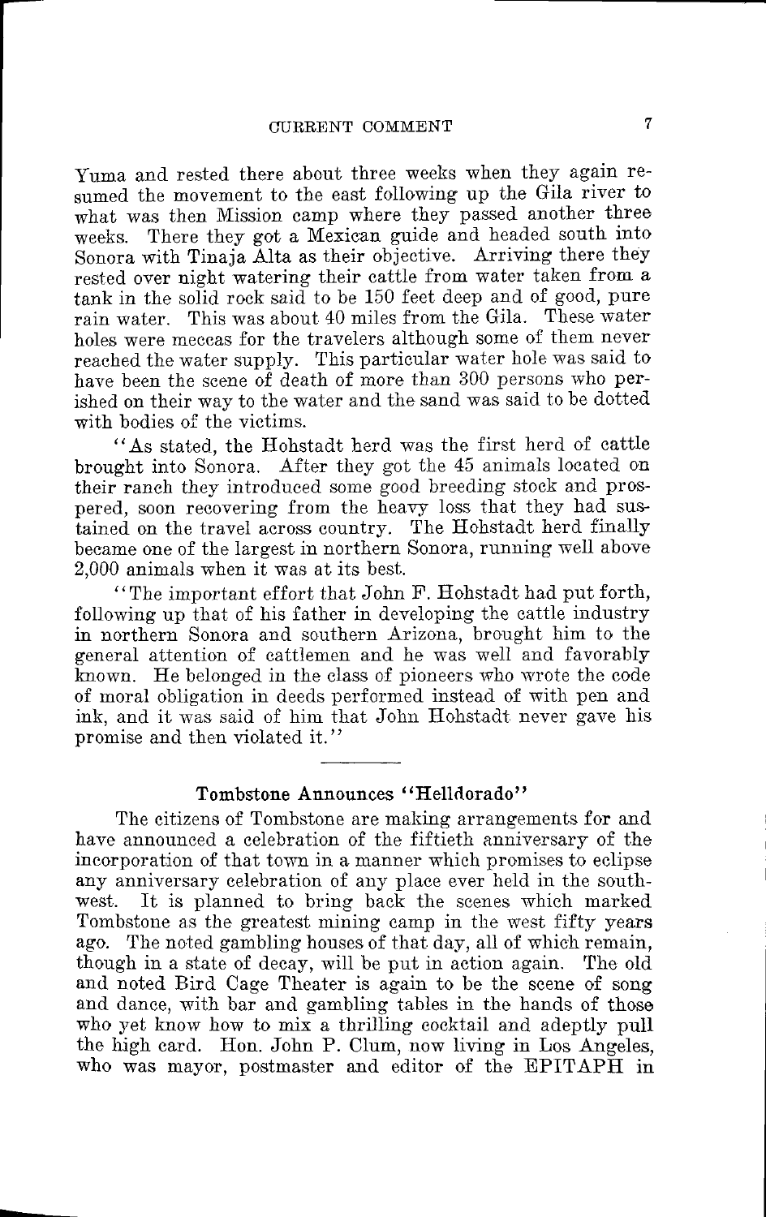Yuma and rested there about three weeks when they again resumed the movement to the east following up the Gila river to what was then Mission camp where they passed another three weeks. There they got a Mexican guide and headed south into Sonora with Tinaja Alta as their objective. Arriving there they rested over night watering their cattle from water taken from a tank in the solid rock said to be 150 feet deep and of good, pure rain water. This was about 40 miles from the Gila. These water holes were meccas for the travelers although some of them never reached the water supply. This particular water hole was said to have been the scene of death of more than 300 persons who perished on their way to the water and the sand was said to be dotted with bodies of the victims.

"As stated, the Hohstadt herd was the first herd of cattle brought into Sonora. After they got the 45 animals located on their ranch they introduced some good breeding stock and prospered, soon recovering from the heavy loss that they had sustained on the travel across country. The Hohstadt herd finally became one of the largest in northern Sonora, running well above 2,000 animals when it was at its best.

"The important effort that John F. Hohstadt had put forth, following up that of his father in developing the cattle industry in northern Sonora and southern Arizona, brought him to the general attention of cattlemen and he was well and favorably known. He belonged in the class of pioneers who wrote the code of moral obligation in deeds performed instead of with pen and ink, and it was said of him that John Hohstadt never gave his promise and then violated it."

---

### Tombstone Announces "Helldorado"

The citizens of Tombstone are making arrangements for and have announced a celebration of the fiftieth anniversary of the incorporation of that town in a manner which promises to eclipse any anniversary celebration of any place ever held in the southwest. It is planned to bring back the scenes which marked Tombstone as the greatest mining camp in the west fifty years ago. The noted gambling houses of that day, all of which remain, though in a state of decay, will be put in action again. The old and noted Bird Cage Theater is again to be the scene of song and dance, with bar and gambling tables in the hands of those who yet know how to mix a thrilling cocktail and adeptly pull the high card. Hon. John P. Clum, now living in Los Angeles, who was mayor, postmaster and editor of the EPITAPH in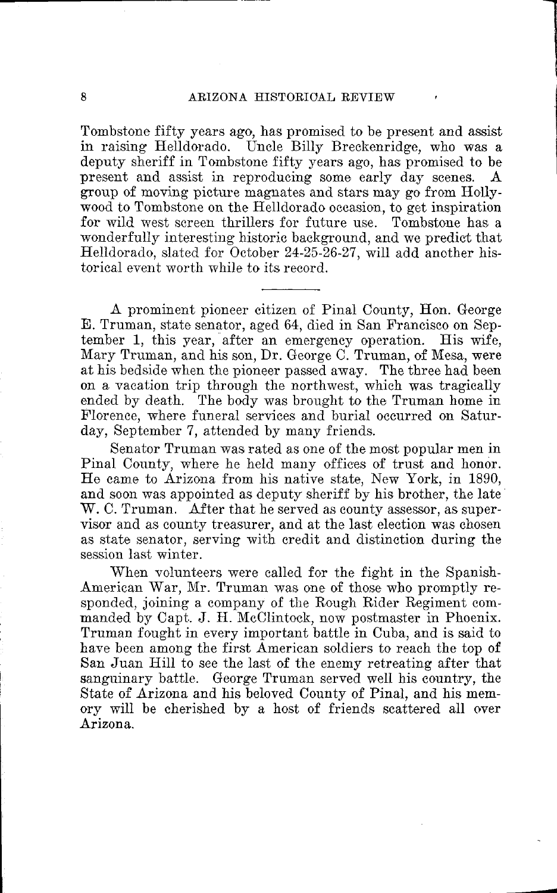Tombstone fifty years ago, has promised to be present and assist in raising Helldorado. Uncle Billy Breckenridge, who was a deputy sheriff in Tombstone fifty years ago, has promised to be present and assist in reproducing some early day scenes. A group of moving picture magnates and stars may go from Hollywood to Tombstone on the Helldorado occasion, to get inspiration for wild west screen thrillers for future use. Tombstone has a wonderfully interesting historic background, and we predict that Helldorado, slated for October 24-25-26-27, will add another historical event worth while to its record.

---

A prominent pioneer citizen of Pinal County, Hon. George E. Truman, state senator, aged 64, died in San Francisco on September 1, this year, after an emergency operation. His wife, Mary Truman, and his son, Dr. George C. Truman, of Mesa, were at his bedside when the pioneer passed away. The three had been on a vacation trip through the northwest, which was tragically ended by death. The body was brought to the Truman home in Florence, where funeral services and burial occurred on Saturday, September 7, attended by many friends.

Senator Truman was rated as one of the most popular men in Pinal County, where he held many offices of trust and honor. He came to Arizona from his native state, New York, in 1890, and soon was appointed as deputy sheriff by his brother, the late W. C. Truman. After that he served as county assessor, as supervisor and as county treasurer, and at the last election was chosen as state senator, serving with credit and distinction during the session last winter.

When volunteers were called for the fight in the Spanish-American War, Mr. Truman was one of those who promptly responded, joining a company of the Rough Rider Regiment commanded by Capt. J. H. McClintock, now postmaster in Phoenix. Truman fought in every important battle in Cuba, and is said to have been among the first American soldiers to reach the top of San Juan Hill to see the last of the enemy retreating after that sanguinary battle. George Truman served well his country, the State of Arizona and his beloved County of Pinal, and his memory will be cherished by a host of friends scattered all over Arizona.